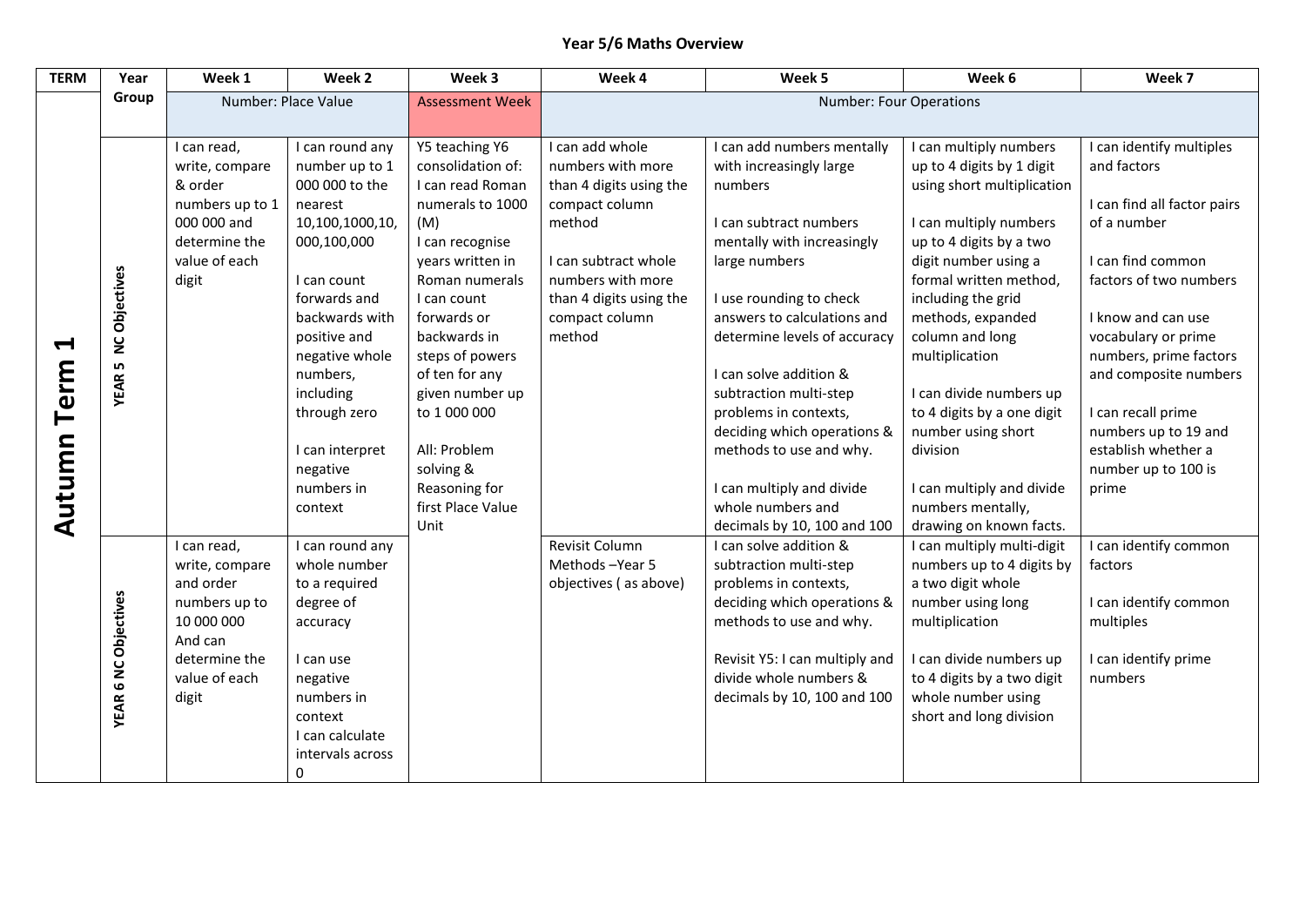# Year 5/6 Maths Overview

| TERM | Year Group | Week 1 | Week 2 | Week 3 | Week 4 | Week 5 | Week 6 | Week 7 |
|---|---|---|---|---|---|---|---|---|
| Autumn Term 1 | | Number: Place Value | | Assessment Week | Number: Four Operations | | | |
| | YEAR 5 NC Objectives | I can read, write, compare & order numbers up to 1 000 000 and determine the value of each digit | I can round any number up to 1 000 000 to the nearest 10,100,1000,10, 000,100,000<br><br>I can count forwards and backwards with positive and negative whole numbers, including through zero<br><br>I can interpret negative numbers in context | Y5 teaching Y6 consolidation of:<br>I can read Roman numerals to 1000 (M)<br>I can recognise years written in Roman numerals<br>I can count forwards or backwards in steps of powers of ten for any given number up to 1 000 000<br><br>All: Problem solving & Reasoning for first Place Value Unit | I can add whole numbers with more than 4 digits using the compact column method<br><br>I can subtract whole numbers with more than 4 digits using the compact column method | I can add numbers mentally with increasingly large numbers<br><br>I can subtract numbers mentally with increasingly large numbers<br><br>I use rounding to check answers to calculations and determine levels of accuracy<br><br>I can solve addition & subtraction multi-step problems in contexts, deciding which operations & methods to use and why.<br><br>I can multiply and divide whole numbers and decimals by 10, 100 and 100 | I can multiply numbers up to 4 digits by 1 digit using short multiplication<br><br>I can multiply numbers up to 4 digits by a two digit number using a formal written method, including the grid methods, expanded column and long multiplication<br><br>I can divide numbers up to 4 digits by a one digit number using short division<br><br>I can multiply and divide numbers mentally, drawing on known facts. | I can identify multiples and factors<br><br>I can find all factor pairs of a number<br><br>I can find common factors of two numbers<br><br>I know and can use vocabulary or prime numbers, prime factors and composite numbers<br><br>I can recall prime numbers up to 19 and establish whether a number up to 100 is prime |
| | YEAR 6 NC Objectives | I can read, write, compare and order numbers up to 10 000 000 And can determine the value of each digit | I can round any whole number to a required degree of accuracy<br><br>I can use negative numbers in context<br>I can calculate intervals across 0 | | Revisit Column Methods –Year 5 objectives ( as above) | I can solve addition & subtraction multi-step problems in contexts, deciding which operations & methods to use and why.<br><br>Revisit Y5: I can multiply and divide whole numbers & decimals by 10, 100 and 100 | I can multiply multi-digit numbers up to 4 digits by a two digit whole number using long multiplication<br><br>I can divide numbers up to 4 digits by a two digit whole number using short and long division | I can identify common factors<br><br>I can identify common multiples<br><br>I can identify prime numbers |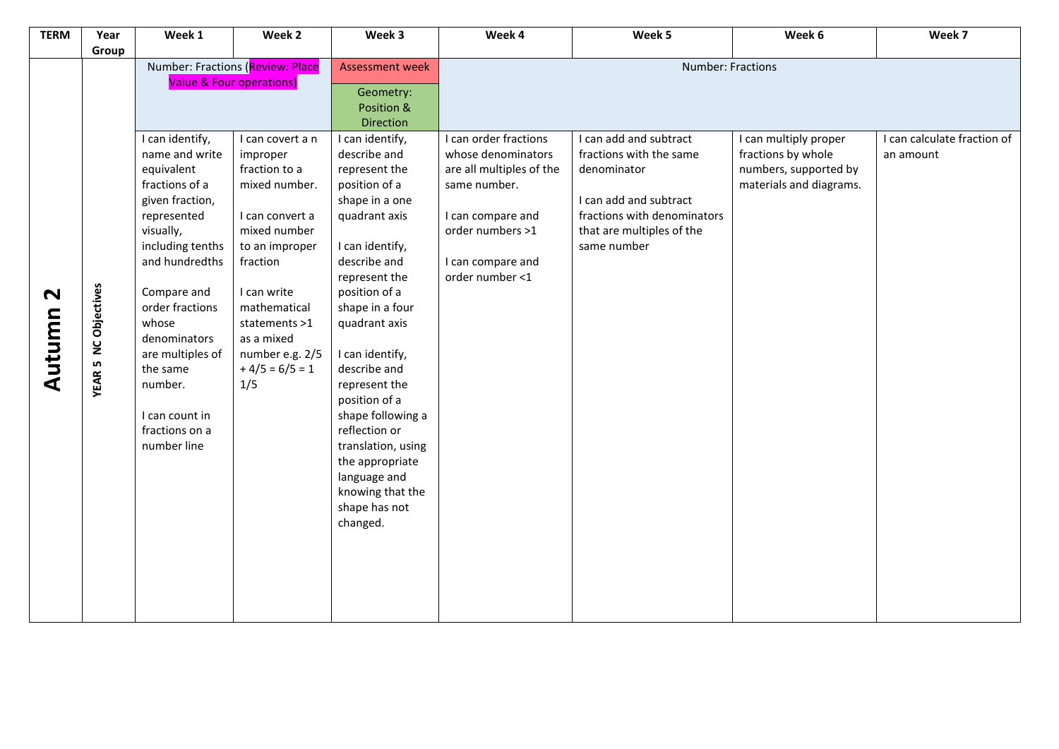| TERM | Year Group | Week 1 | Week 2 | Week 3 | Week 4 | Week 5 | Week 6 | Week 7 |
|---|---|---|---|---|---|---|---|---|
| Autumn 2 | YEAR 5 NC Objectives | Number: Fractions (Review: Place Value & Four operations) | | Assessment week<br><br>Geometry: Position & Direction | Number: Fractions | | | |
| | | I can identify, name and write equivalent fractions of a given fraction, represented visually, including tenths and hundredths<br><br>Compare and order fractions whose denominators are multiples of the same number.<br><br>I can count in fractions on a number line | I can covert a n improper fraction to a mixed number.<br><br>I can convert a mixed number to an improper fraction<br><br>I can write mathematical statements >1 as a mixed number e.g. $2/5 + 4/5 = 6/5 = 1\ 1/5$ | I can identify, describe and represent the position of a shape in a one quadrant axis<br><br>I can identify, describe and represent the position of a shape in a four quadrant axis<br><br>I can identify, describe and represent the position of a shape following a reflection or translation, using the appropriate language and knowing that the shape has not changed. | I can order fractions whose denominators are all multiples of the same number.<br><br>I can compare and order numbers >1<br><br>I can compare and order number <1 | I can add and subtract fractions with the same denominator<br><br>I can add and subtract fractions with denominators that are multiples of the same number | I can multiply proper fractions by whole numbers, supported by materials and diagrams. | I can calculate fraction of an amount |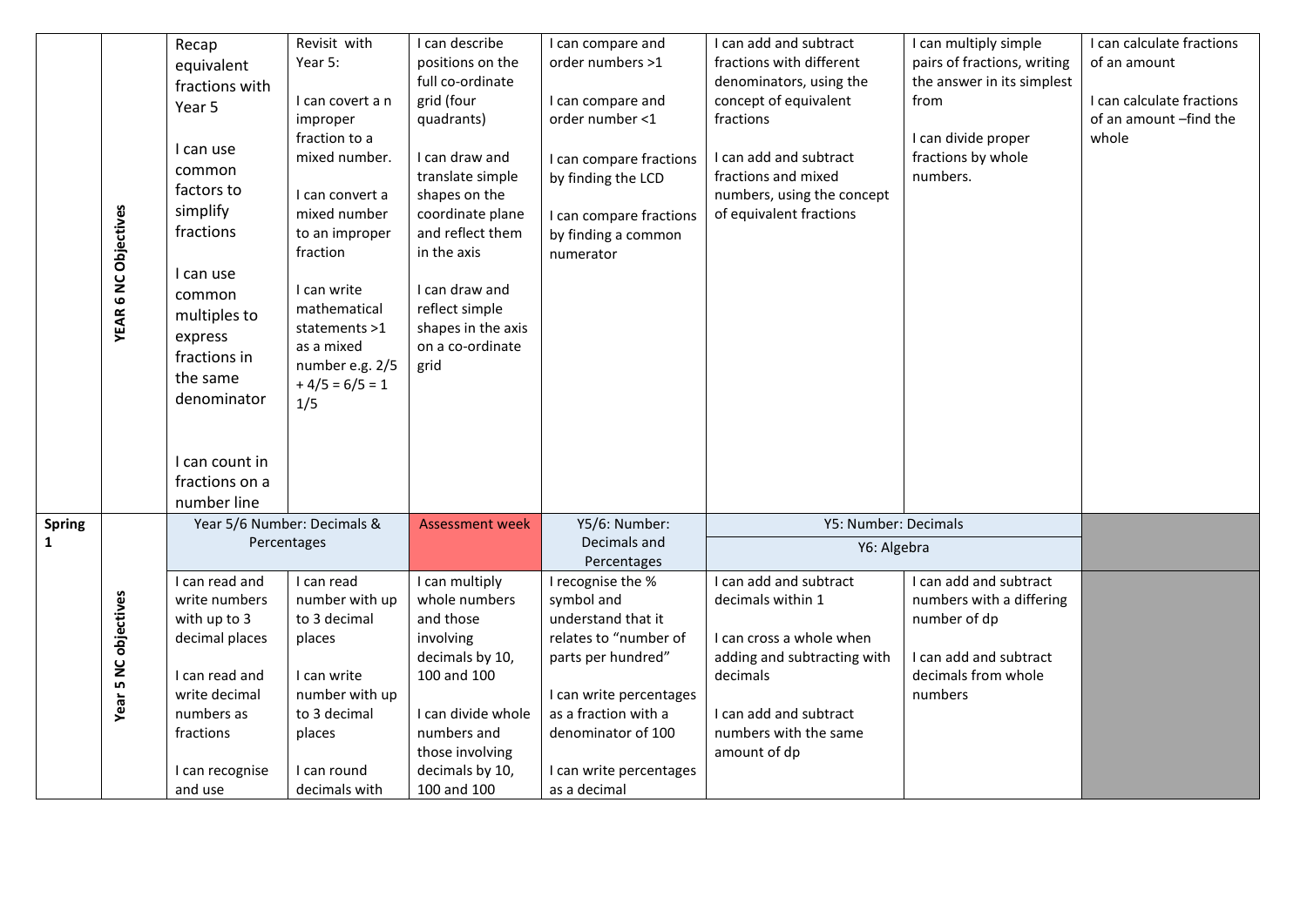| | | | | | | | | |
|---|---|---|---|---|---|---|---|---|
| | **YEAR 6 NC Objectives** | Recap equivalent fractions with Year 5<br><br>I can use common factors to simplify fractions<br><br>I can use common multiples to express fractions in the same denominator<br><br>I can count in fractions on a number line | Revisit with Year 5:<br><br>I can covert a n improper fraction to a mixed number.<br><br>I can convert a mixed number to an improper fraction<br><br>I can write mathematical statements >1 as a mixed number e.g. 2/5 + 4/5 = 6/5 = 1 1/5 | I can describe positions on the full co-ordinate grid (four quadrants)<br><br>I can draw and translate simple shapes on the coordinate plane and reflect them in the axis<br><br>I can draw and reflect simple shapes in the axis on a co-ordinate grid | I can compare and order numbers >1<br><br>I can compare and order number <1<br><br>I can compare fractions by finding the LCD<br><br>I can compare fractions by finding a common numerator | I can add and subtract fractions with different denominators, using the concept of equivalent fractions<br><br>I can add and subtract fractions and mixed numbers, using the concept of equivalent fractions | I can multiply simple pairs of fractions, writing the answer in its simplest from<br><br>I can divide proper fractions by whole numbers. | I can calculate fractions of an amount<br><br>I can calculate fractions of an amount –find the whole |
| **Spring 1** | | Year 5/6 Number: Decimals & Percentages | | Assessment week | Y5/6: Number: Decimals and Percentages | Y5: Number: Decimals<br>Y6: Algebra | | |
| | **Year 5 NC objectives** | I can read and write numbers with up to 3 decimal places<br><br>I can read and write decimal numbers as fractions<br><br>I can recognise and use | I can read number with up to 3 decimal places<br><br>I can write number with up to 3 decimal places<br><br>I can round decimals with | I can multiply whole numbers and those involving decimals by 10, 100 and 100<br><br>I can divide whole numbers and those involving decimals by 10, 100 and 100 | I recognise the % symbol and understand that it relates to "number of parts per hundred"<br><br>I can write percentages as a fraction with a denominator of 100<br><br>I can write percentages as a decimal | I can add and subtract decimals within 1<br><br>I can cross a whole when adding and subtracting with decimals<br><br>I can add and subtract numbers with the same amount of dp | I can add and subtract numbers with a differing number of dp<br><br>I can add and subtract decimals from whole numbers | |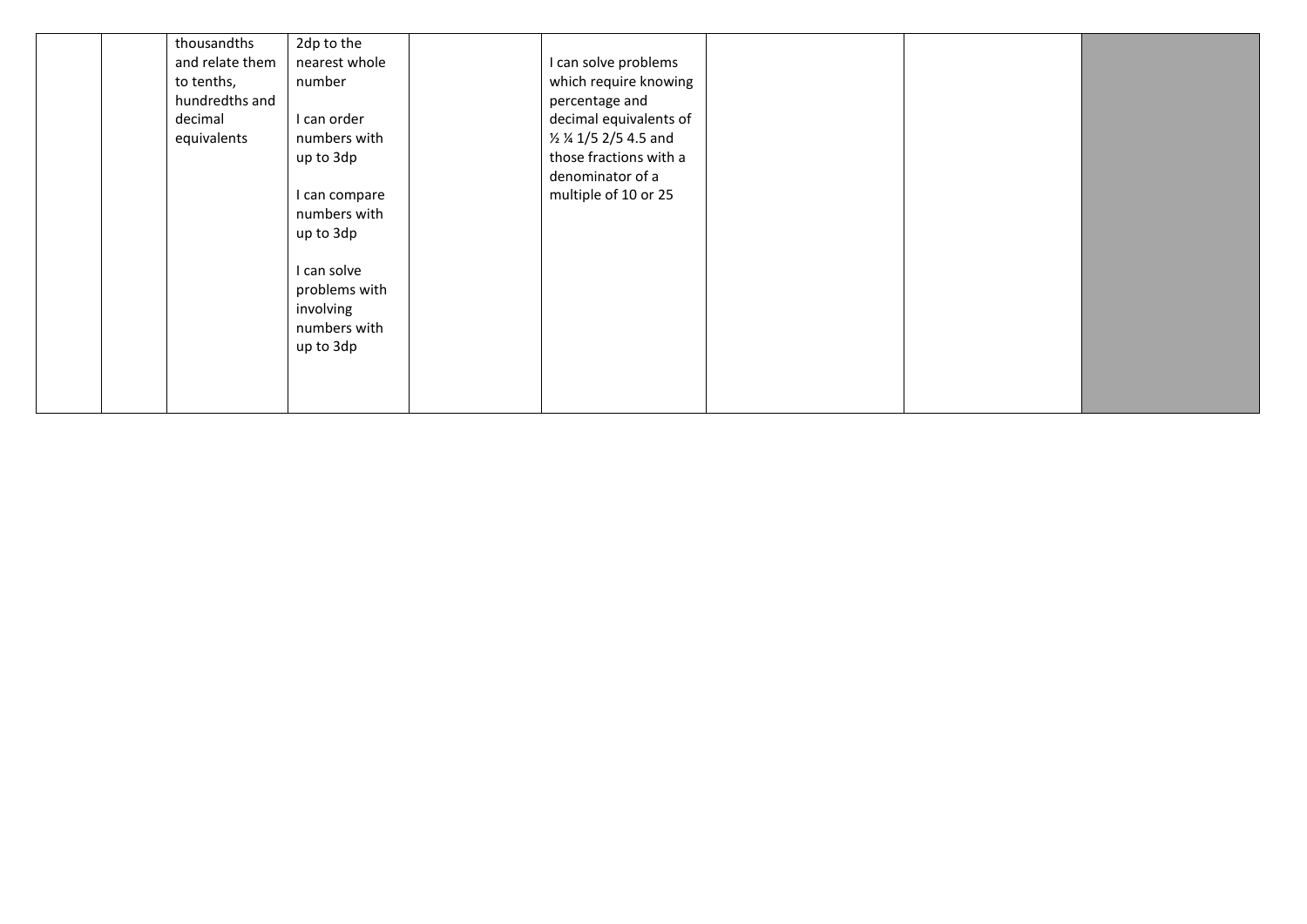|  |  |  |  |  |  |  |  |  |
|---|---|---|---|---|---|---|---|---|
|  |  | thousandths and relate them to tenths, hundredths and decimal equivalents | 2dp to the nearest whole number<br><br>I can order numbers with up to 3dp<br><br>I can compare numbers with up to 3dp<br><br>I can solve problems with involving numbers with up to 3dp |  | I can solve problems which require knowing percentage and decimal equivalents of ½ ¼ 1/5 2/5 4.5 and those fractions with a denominator of a multiple of 10 or 25 |  |  |  |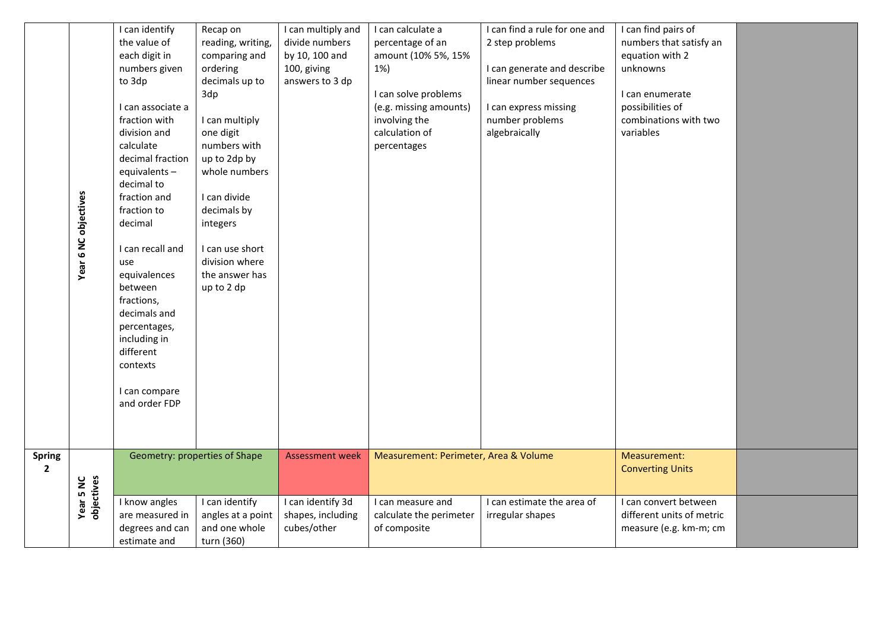| | | | | | | | | |
|---|---|---|---|---|---|---|---|---|
| | Year 6 NC objectives | I can identify the value of each digit in numbers given to 3dp<br><br>I can associate a fraction with division and calculate decimal fraction equivalents – decimal to fraction and fraction to decimal<br><br>I can recall and use equivalences between fractions, decimals and percentages, including in different contexts<br><br>I can compare and order FDP | Recap on reading, writing, comparing and ordering decimals up to 3dp<br><br>I can multiply one digit numbers with up to 2dp by whole numbers<br><br>I can divide decimals by integers<br><br>I can use short division where the answer has up to 2 dp | I can multiply and divide numbers by 10, 100 and 100, giving answers to 3 dp | I can calculate a percentage of an amount (10% 5%, 15% 1%)<br><br>I can solve problems (e.g. missing amounts) involving the calculation of percentages | I can find a rule for one and 2 step problems<br><br>I can generate and describe linear number sequences<br><br>I can express missing number problems algebraically | I can find pairs of numbers that satisfy an equation with 2 unknowns<br><br>I can enumerate possibilities of combinations with two variables | |
| **Spring 2** | | Geometry: properties of Shape | | Assessment week | Measurement: Perimeter, Area & Volume | | Measurement: Converting Units | |
| | **Year 5 NC objectives** | I know angles are measured in degrees and can estimate and | I can identify angles at a point and one whole turn (360) | I can identify 3d shapes, including cubes/other | I can measure and calculate the perimeter of composite | I can estimate the area of irregular shapes | I can convert between different units of metric measure (e.g. km-m; cm | |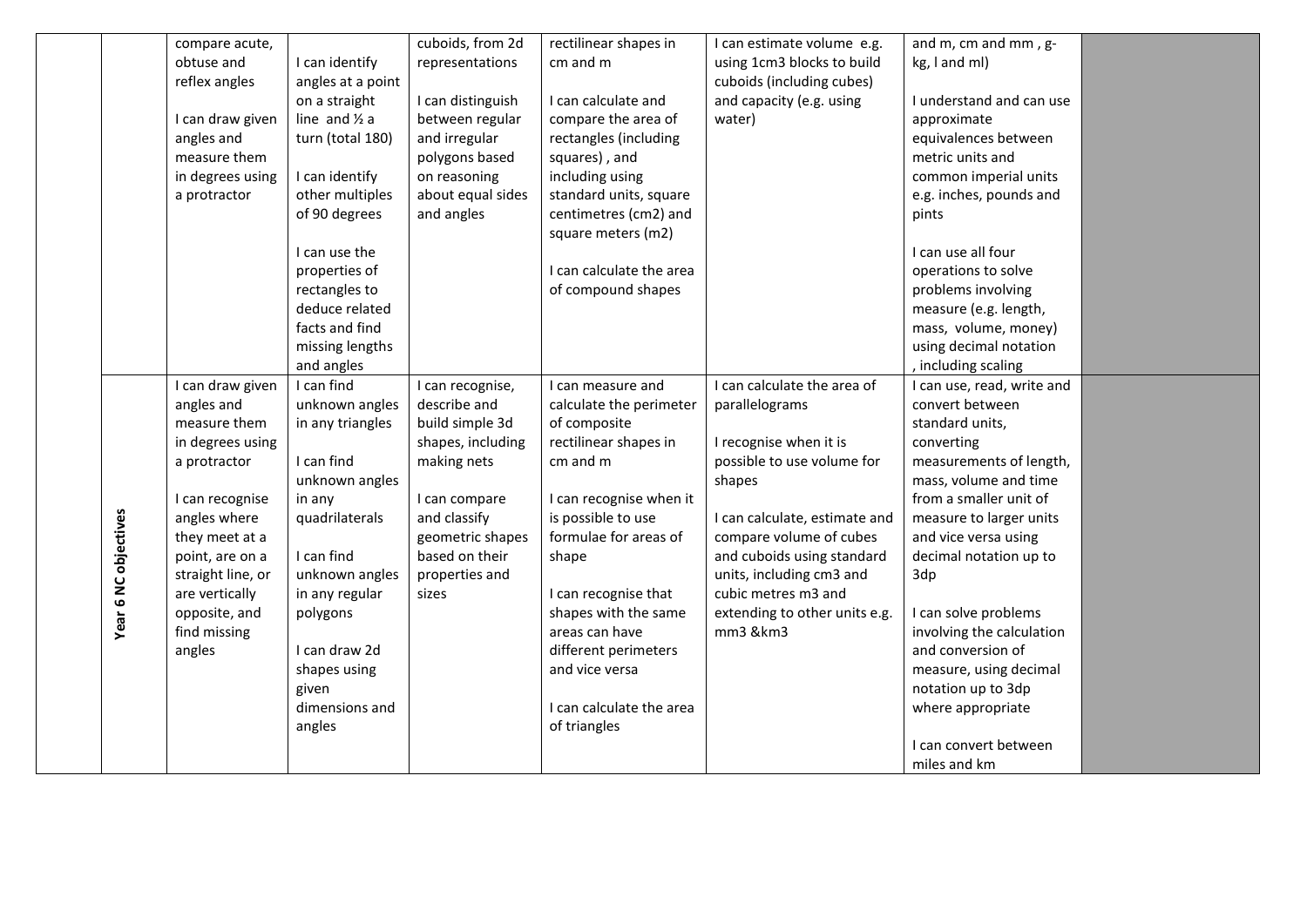| | | | | | | | | |
|---|---|---|---|---|---|---|---|---|
| | | compare acute, obtuse and reflex angles<br><br>I can draw given angles and measure them in degrees using a protractor | I can identify angles at a point on a straight line and ½ a turn (total 180)<br><br>I can identify other multiples of 90 degrees<br><br>I can use the properties of rectangles to deduce related facts and find missing lengths and angles | cuboids, from 2d representations<br><br>I can distinguish between regular and irregular polygons based on reasoning about equal sides and angles | rectilinear shapes in cm and m<br><br>I can calculate and compare the area of rectangles (including squares) , and including using standard units, square centimetres (cm2) and square meters (m2)<br><br>I can calculate the area of compound shapes | I can estimate volume e.g. using 1cm3 blocks to build cuboids (including cubes) and capacity (e.g. using water) | and m, cm and mm , g-kg, l and ml)<br><br>I understand and can use approximate equivalences between metric units and common imperial units e.g. inches, pounds and pints<br><br>I can use all four operations to solve problems involving measure (e.g. length, mass, volume, money) using decimal notation , including scaling | |
| | **Year 6 NC objectives** | I can draw given angles and measure them in degrees using a protractor<br><br>I can recognise angles where they meet at a point, are on a straight line, or are vertically opposite, and find missing angles | I can find unknown angles in any triangles<br><br>I can find unknown angles in any quadrilaterals<br><br>I can find unknown angles in any regular polygons<br><br>I can draw 2d shapes using given dimensions and angles | I can recognise, describe and build simple 3d shapes, including making nets<br><br>I can compare and classify geometric shapes based on their properties and sizes | I can measure and calculate the perimeter of composite rectilinear shapes in cm and m<br><br>I can recognise when it is possible to use formulae for areas of shape<br><br>I can recognise that shapes with the same areas can have different perimeters and vice versa<br><br>I can calculate the area of triangles | I can calculate the area of parallelograms<br><br>I recognise when it is possible to use volume for shapes<br><br>I can calculate, estimate and compare volume of cubes and cuboids using standard units, including cm3 and cubic metres m3 and extending to other units e.g. mm3 &km3 | I can use, read, write and convert between standard units, converting measurements of length, mass, volume and time from a smaller unit of measure to larger units and vice versa using decimal notation up to 3dp<br><br>I can solve problems involving the calculation and conversion of measure, using decimal notation up to 3dp where appropriate<br><br>I can convert between miles and km | |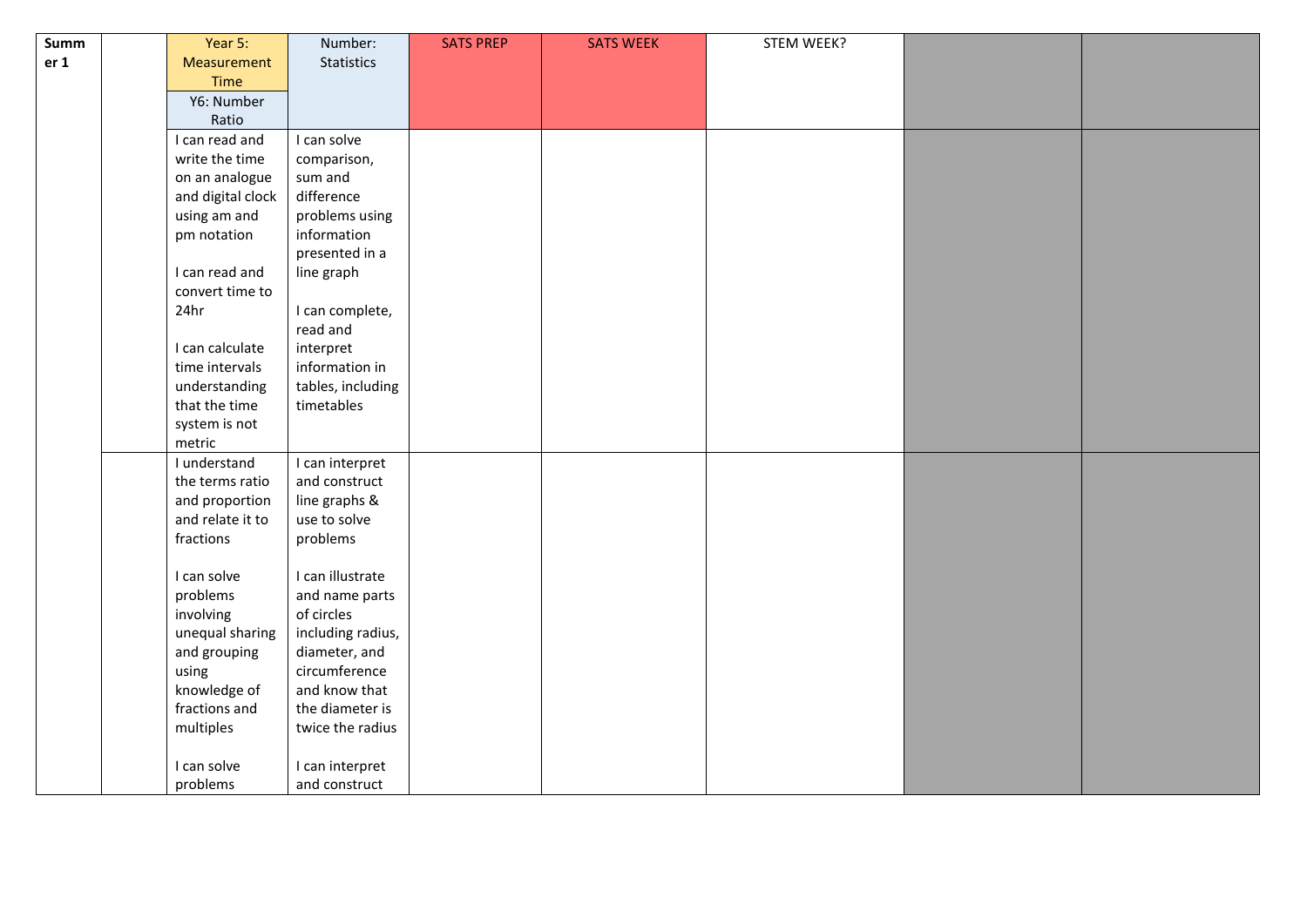| Summer 1 | | Year 5: Measurement Time<br>Y6: Number Ratio | Number: Statistics | SATS PREP | SATS WEEK | STEM WEEK? | | |
|---|---|---|---|---|---|---|---|---|
| | | I can read and write the time on an analogue and digital clock using am and pm notation<br><br>I can read and convert time to 24hr<br><br>I can calculate time intervals understanding that the time system is not metric | I can solve comparison, sum and difference problems using information presented in a line graph<br><br>I can complete, read and interpret information in tables, including timetables | | | | | |
| | | I understand the terms ratio and proportion and relate it to fractions<br><br>I can solve problems involving unequal sharing and grouping using knowledge of fractions and multiples<br><br>I can solve problems | I can interpret and construct line graphs & use to solve problems<br><br>I can illustrate and name parts of circles including radius, diameter, and circumference and know that the diameter is twice the radius<br><br>I can interpret and construct | | | | | |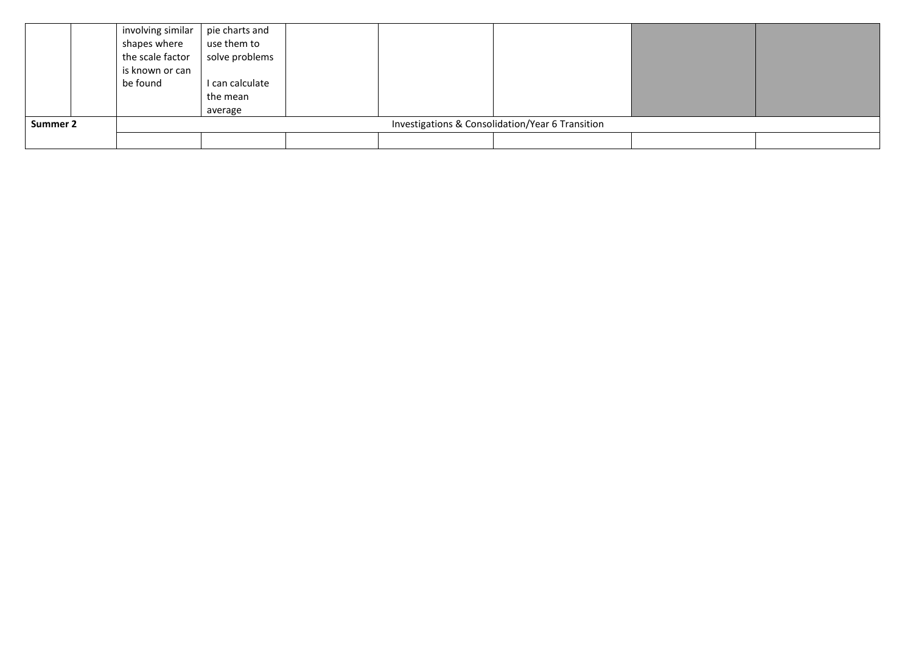| | | | | | | | | |
|---|---|---|---|---|---|---|---|---|
| | | involving similar shapes where the scale factor is known or can be found | pie charts and use them to solve problems<br><br>I can calculate the mean average | | | | | |
| **Summer 2** | | Investigations & Consolidation/Year 6 Transition | | | | | | |
| | | | | | | | | |